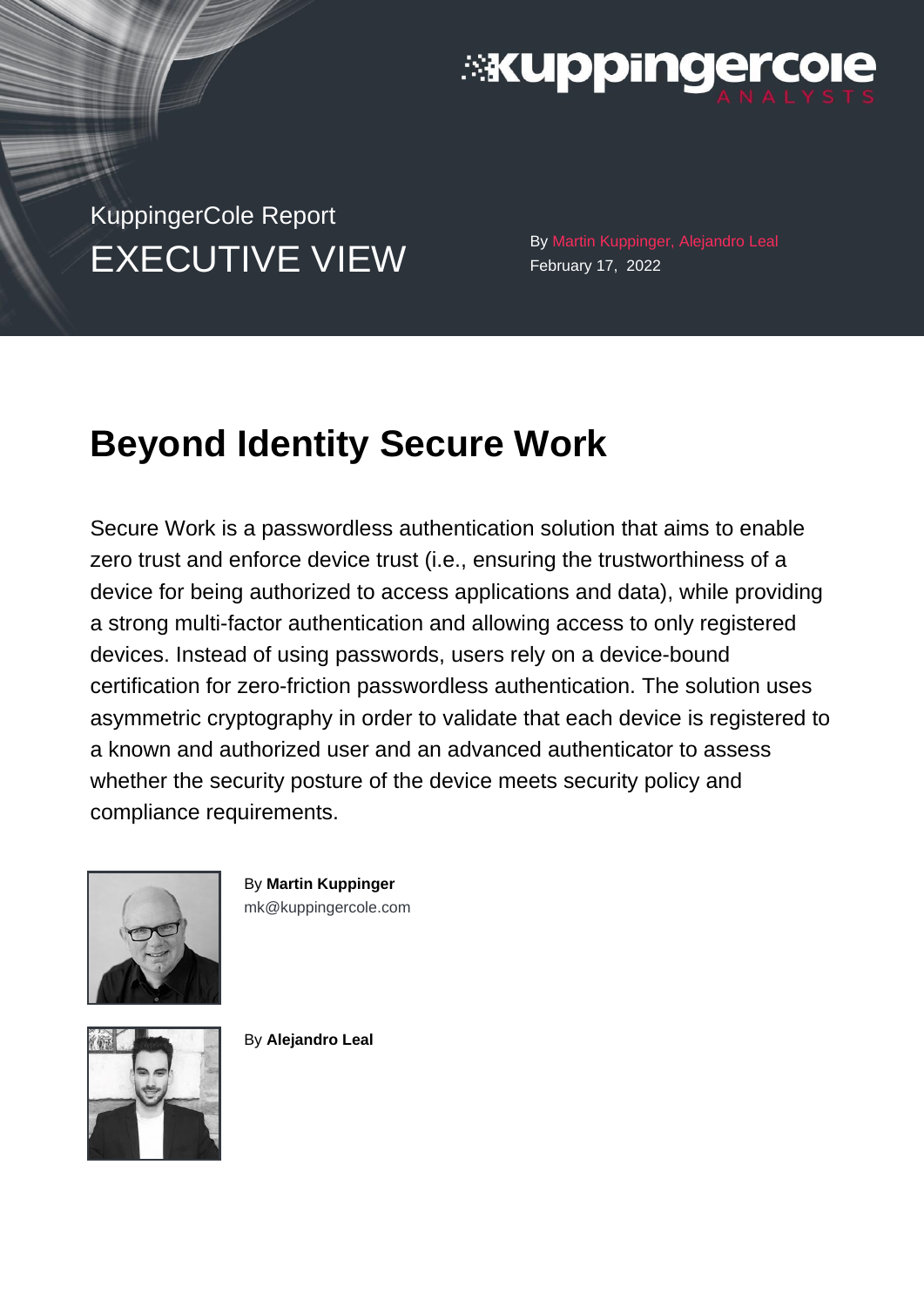KuppingerCole Report

EXECUTIVE VIEW

By Martin Kuppinger, Alejandro Leal
February 17, 2022

# Beyond Identity Secure Work

Secure Work is a passwordless authentication solution that aims to enable zero trust and enforce device trust (i.e., ensuring the trustworthiness of a device for being authorized to access applications and data), while providing a strong multi-factor authentication and allowing access to only registered devices. Instead of using passwords, users rely on a device-bound certification for zero-friction passwordless authentication. The solution uses asymmetric cryptography in order to validate that each device is registered to a known and authorized user and an advanced authenticator to assess whether the security posture of the device meets security policy and compliance requirements.

By **Martin Kuppinger**
mk@kuppingercole.com

By **Alejandro Leal**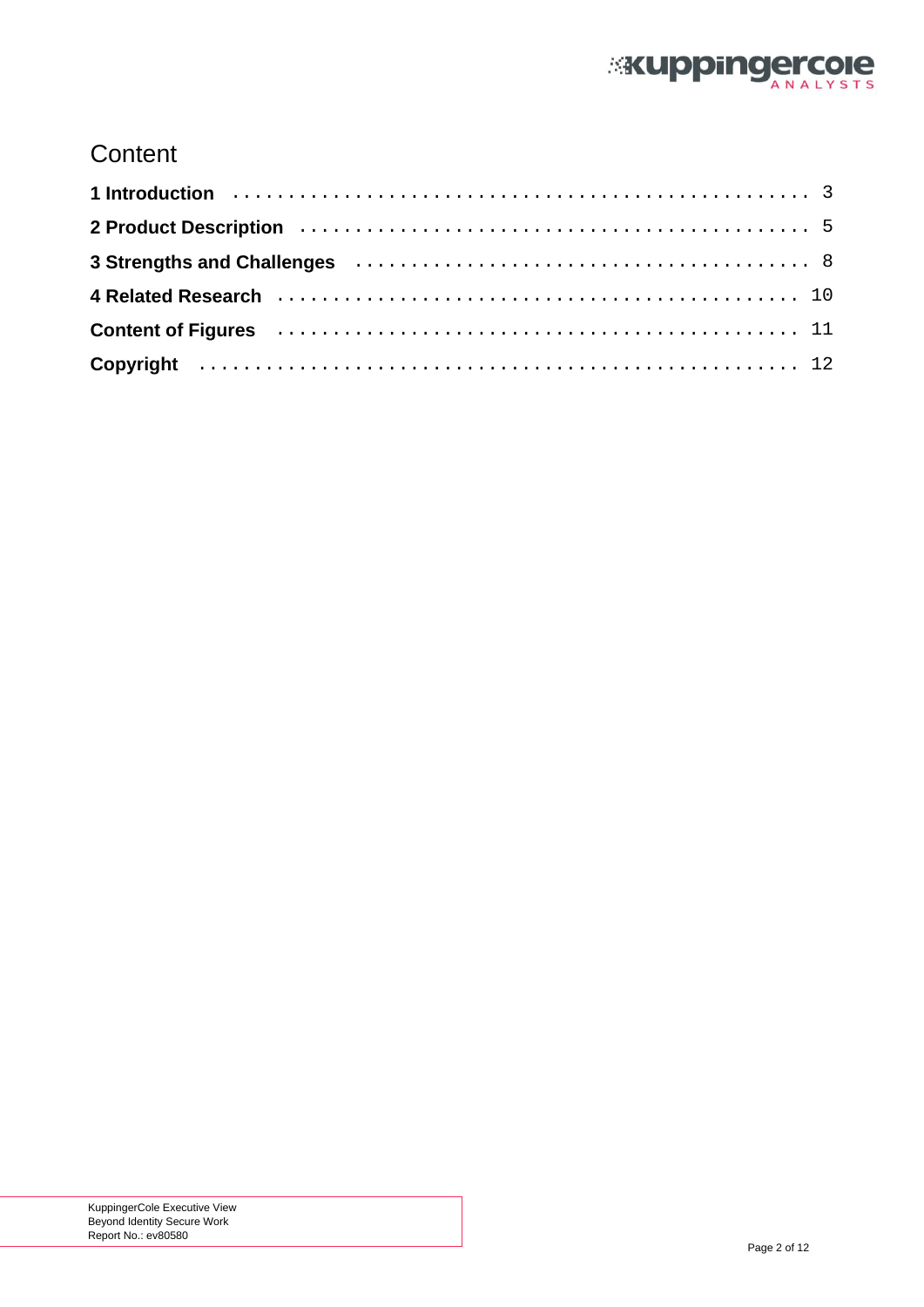# Content

**1 Introduction** . . . . . . . . . . . . . . . . . . . . . . . . . . . . . . . . . . . . . . . . . . . . . . . . . . . 3

**2 Product Description** . . . . . . . . . . . . . . . . . . . . . . . . . . . . . . . . . . . . . . . . . . . . . 5

**3 Strengths and Challenges** . . . . . . . . . . . . . . . . . . . . . . . . . . . . . . . . . . . . . . . . 8

**4 Related Research** . . . . . . . . . . . . . . . . . . . . . . . . . . . . . . . . . . . . . . . . . . . . . . 10

**Content of Figures** . . . . . . . . . . . . . . . . . . . . . . . . . . . . . . . . . . . . . . . . . . . . . . 11

**Copyright** . . . . . . . . . . . . . . . . . . . . . . . . . . . . . . . . . . . . . . . . . . . . . . . . . . . . 12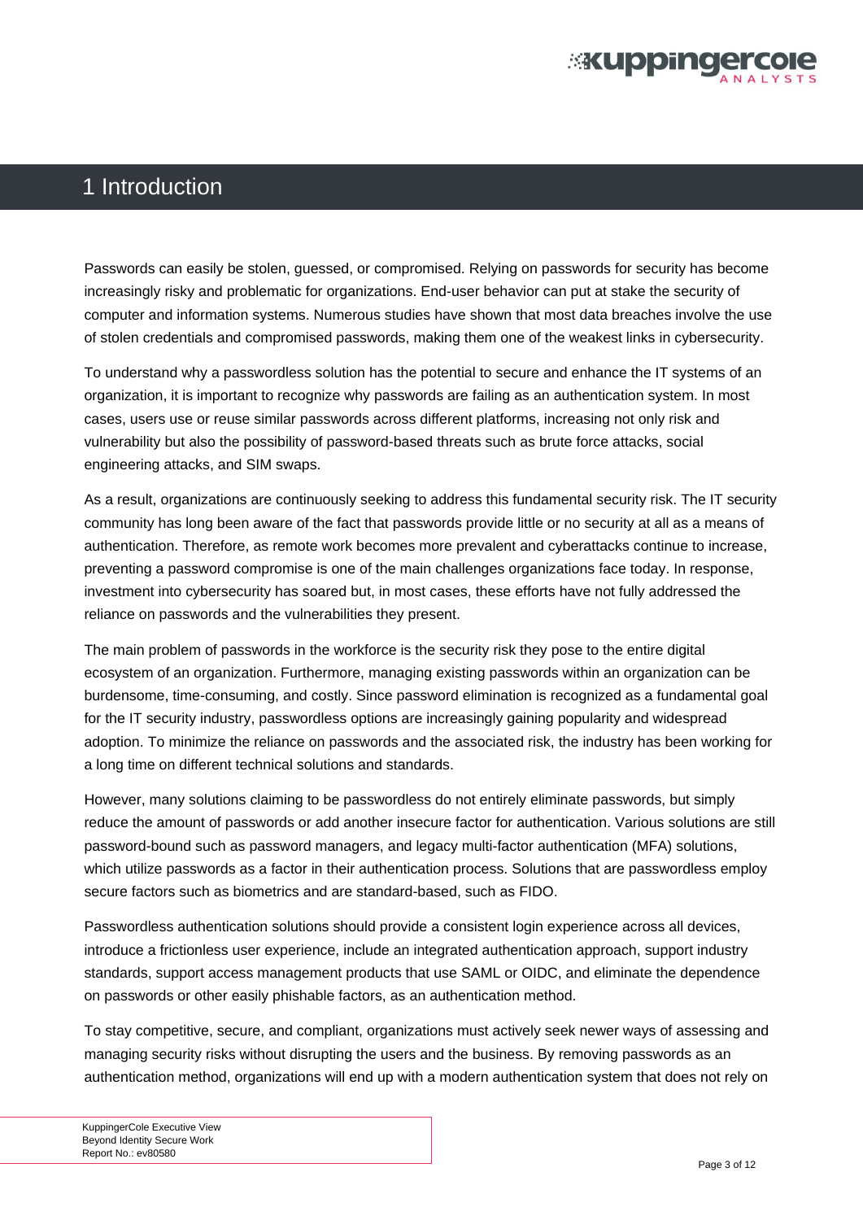# 1 Introduction

Passwords can easily be stolen, guessed, or compromised. Relying on passwords for security has become increasingly risky and problematic for organizations. End-user behavior can put at stake the security of computer and information systems. Numerous studies have shown that most data breaches involve the use of stolen credentials and compromised passwords, making them one of the weakest links in cybersecurity.

To understand why a passwordless solution has the potential to secure and enhance the IT systems of an organization, it is important to recognize why passwords are failing as an authentication system. In most cases, users use or reuse similar passwords across different platforms, increasing not only risk and vulnerability but also the possibility of password-based threats such as brute force attacks, social engineering attacks, and SIM swaps.

As a result, organizations are continuously seeking to address this fundamental security risk. The IT security community has long been aware of the fact that passwords provide little or no security at all as a means of authentication. Therefore, as remote work becomes more prevalent and cyberattacks continue to increase, preventing a password compromise is one of the main challenges organizations face today. In response, investment into cybersecurity has soared but, in most cases, these efforts have not fully addressed the reliance on passwords and the vulnerabilities they present.

The main problem of passwords in the workforce is the security risk they pose to the entire digital ecosystem of an organization. Furthermore, managing existing passwords within an organization can be burdensome, time-consuming, and costly. Since password elimination is recognized as a fundamental goal for the IT security industry, passwordless options are increasingly gaining popularity and widespread adoption. To minimize the reliance on passwords and the associated risk, the industry has been working for a long time on different technical solutions and standards.

However, many solutions claiming to be passwordless do not entirely eliminate passwords, but simply reduce the amount of passwords or add another insecure factor for authentication. Various solutions are still password-bound such as password managers, and legacy multi-factor authentication (MFA) solutions, which utilize passwords as a factor in their authentication process. Solutions that are passwordless employ secure factors such as biometrics and are standard-based, such as FIDO.

Passwordless authentication solutions should provide a consistent login experience across all devices, introduce a frictionless user experience, include an integrated authentication approach, support industry standards, support access management products that use SAML or OIDC, and eliminate the dependence on passwords or other easily phishable factors, as an authentication method.

To stay competitive, secure, and compliant, organizations must actively seek newer ways of assessing and managing security risks without disrupting the users and the business. By removing passwords as an authentication method, organizations will end up with a modern authentication system that does not rely on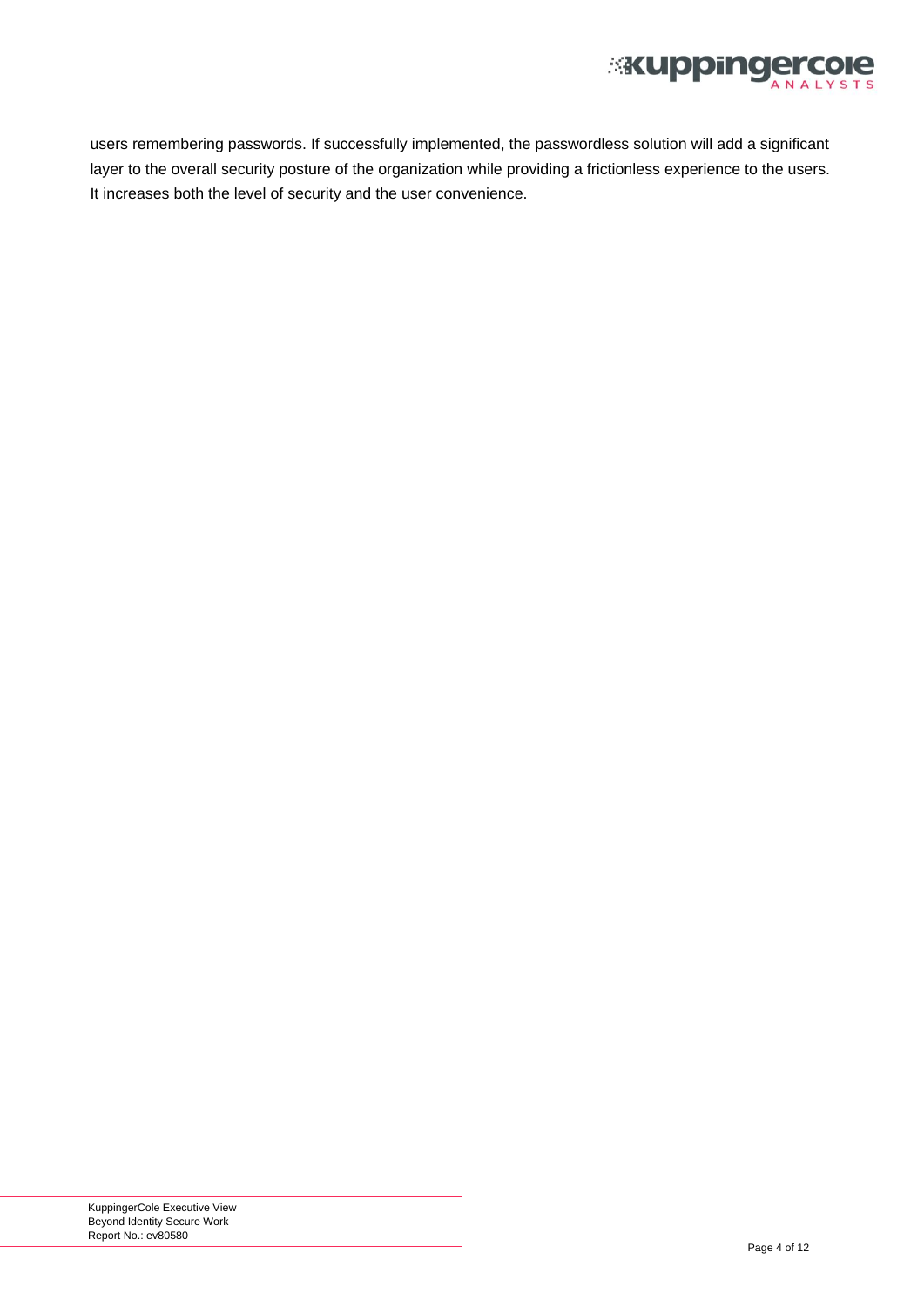users remembering passwords. If successfully implemented, the passwordless solution will add a significant layer to the overall security posture of the organization while providing a frictionless experience to the users. It increases both the level of security and the user convenience.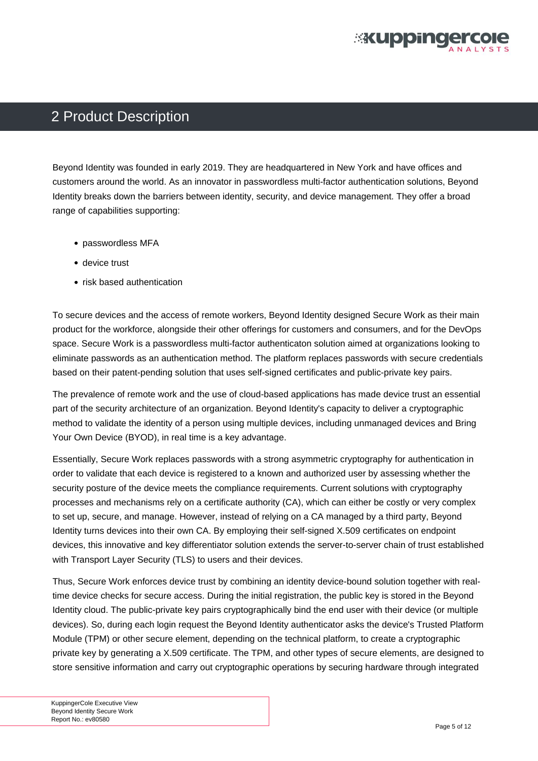# 2 Product Description

Beyond Identity was founded in early 2019. They are headquartered in New York and have offices and customers around the world. As an innovator in passwordless multi-factor authentication solutions, Beyond Identity breaks down the barriers between identity, security, and device management. They offer a broad range of capabilities supporting:

- passwordless MFA
- device trust
- risk based authentication

To secure devices and the access of remote workers, Beyond Identity designed Secure Work as their main product for the workforce, alongside their other offerings for customers and consumers, and for the DevOps space. Secure Work is a passwordless multi-factor authenticaton solution aimed at organizations looking to eliminate passwords as an authentication method. The platform replaces passwords with secure credentials based on their patent-pending solution that uses self-signed certificates and public-private key pairs.

The prevalence of remote work and the use of cloud-based applications has made device trust an essential part of the security architecture of an organization. Beyond Identity's capacity to deliver a cryptographic method to validate the identity of a person using multiple devices, including unmanaged devices and Bring Your Own Device (BYOD), in real time is a key advantage.

Essentially, Secure Work replaces passwords with a strong asymmetric cryptography for authentication in order to validate that each device is registered to a known and authorized user by assessing whether the security posture of the device meets the compliance requirements. Current solutions with cryptography processes and mechanisms rely on a certificate authority (CA), which can either be costly or very complex to set up, secure, and manage. However, instead of relying on a CA managed by a third party, Beyond Identity turns devices into their own CA. By employing their self-signed X.509 certificates on endpoint devices, this innovative and key differentiator solution extends the server-to-server chain of trust established with Transport Layer Security (TLS) to users and their devices.

Thus, Secure Work enforces device trust by combining an identity device-bound solution together with real-time device checks for secure access. During the initial registration, the public key is stored in the Beyond Identity cloud. The public-private key pairs cryptographically bind the end user with their device (or multiple devices). So, during each login request the Beyond Identity authenticator asks the device's Trusted Platform Module (TPM) or other secure element, depending on the technical platform, to create a cryptographic private key by generating a X.509 certificate. The TPM, and other types of secure elements, are designed to store sensitive information and carry out cryptographic operations by securing hardware through integrated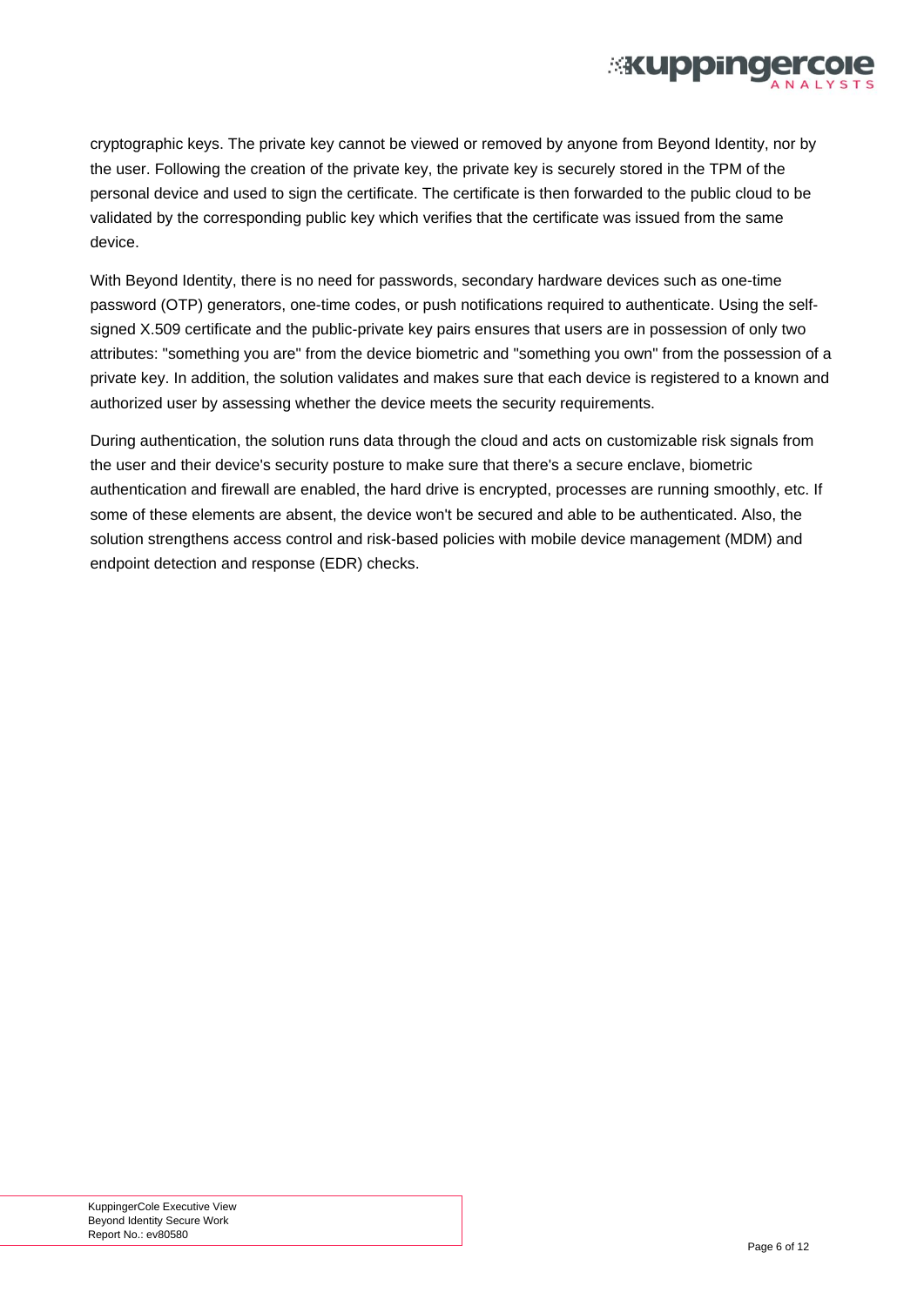cryptographic keys. The private key cannot be viewed or removed by anyone from Beyond Identity, nor by the user. Following the creation of the private key, the private key is securely stored in the TPM of the personal device and used to sign the certificate. The certificate is then forwarded to the public cloud to be validated by the corresponding public key which verifies that the certificate was issued from the same device.

With Beyond Identity, there is no need for passwords, secondary hardware devices such as one-time password (OTP) generators, one-time codes, or push notifications required to authenticate. Using the self-signed X.509 certificate and the public-private key pairs ensures that users are in possession of only two attributes: "something you are" from the device biometric and "something you own" from the possession of a private key. In addition, the solution validates and makes sure that each device is registered to a known and authorized user by assessing whether the device meets the security requirements.

During authentication, the solution runs data through the cloud and acts on customizable risk signals from the user and their device's security posture to make sure that there's a secure enclave, biometric authentication and firewall are enabled, the hard drive is encrypted, processes are running smoothly, etc. If some of these elements are absent, the device won't be secured and able to be authenticated. Also, the solution strengthens access control and risk-based policies with mobile device management (MDM) and endpoint detection and response (EDR) checks.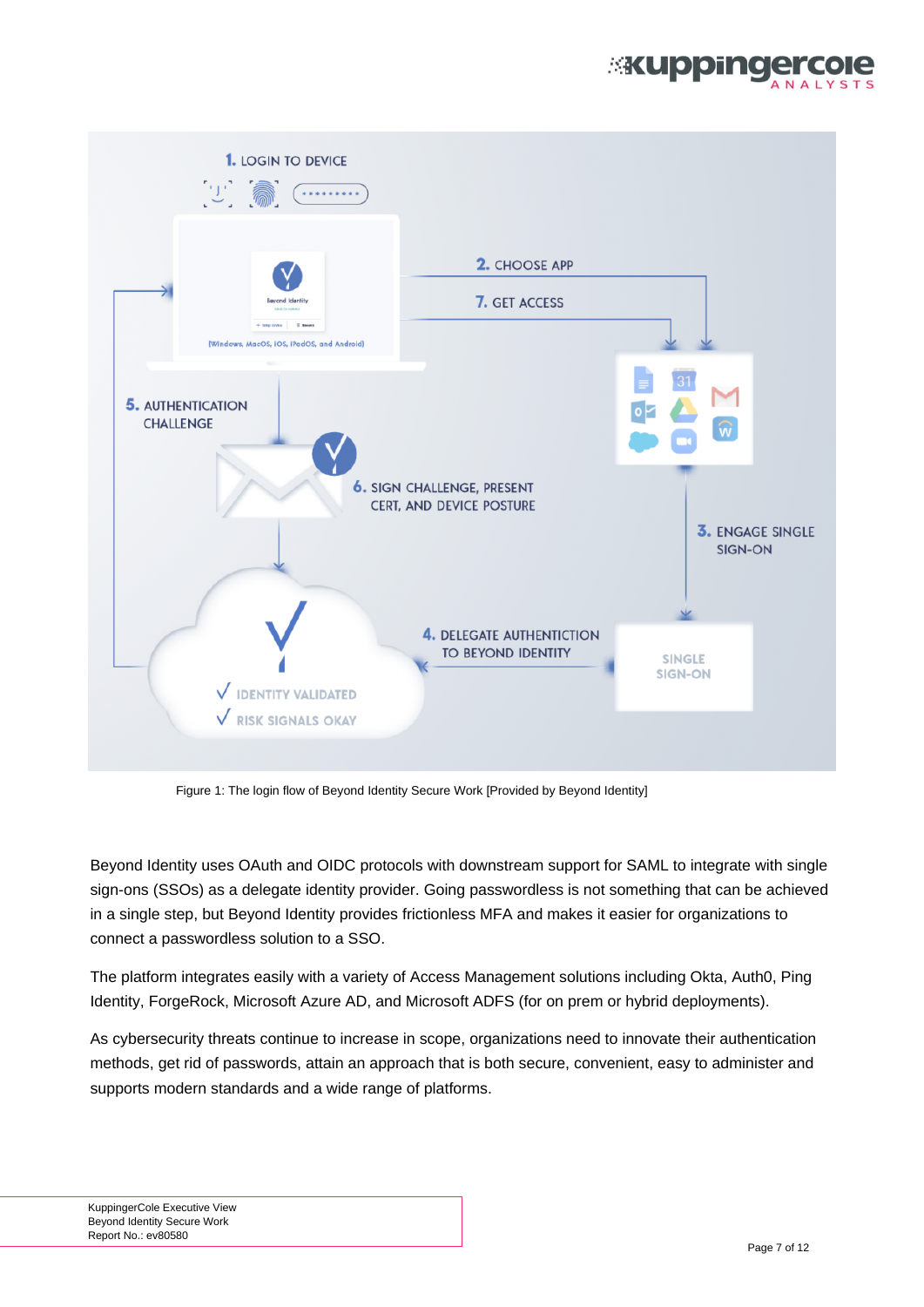Figure 1: The login flow of Beyond Identity Secure Work [Provided by Beyond Identity]

Beyond Identity uses OAuth and OIDC protocols with downstream support for SAML to integrate with single sign-ons (SSOs) as a delegate identity provider. Going passwordless is not something that can be achieved in a single step, but Beyond Identity provides frictionless MFA and makes it easier for organizations to connect a passwordless solution to a SSO.

The platform integrates easily with a variety of Access Management solutions including Okta, Auth0, Ping Identity, ForgeRock, Microsoft Azure AD, and Microsoft ADFS (for on prem or hybrid deployments).

As cybersecurity threats continue to increase in scope, organizations need to innovate their authentication methods, get rid of passwords, attain an approach that is both secure, convenient, easy to administer and supports modern standards and a wide range of platforms.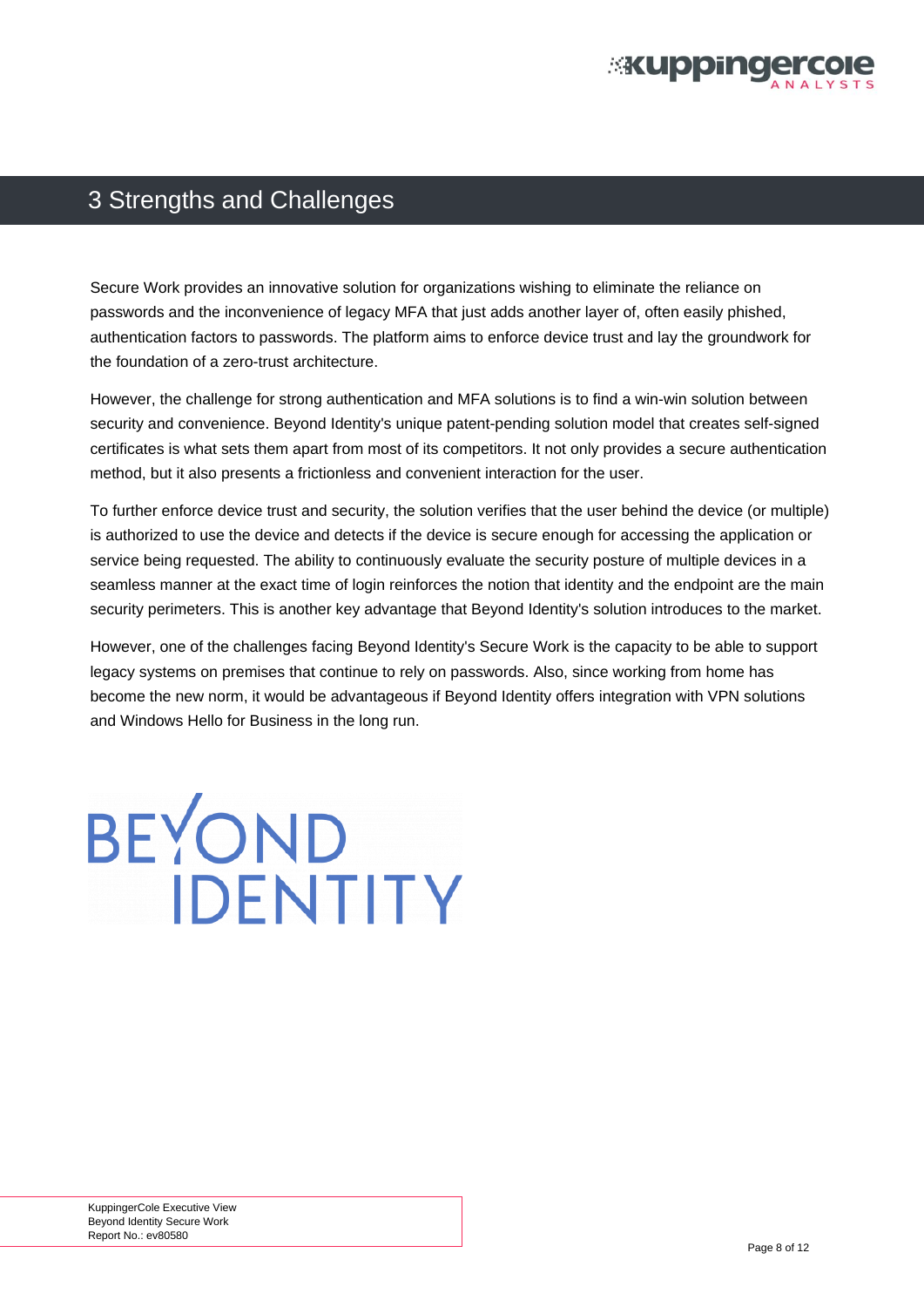# 3 Strengths and Challenges

Secure Work provides an innovative solution for organizations wishing to eliminate the reliance on passwords and the inconvenience of legacy MFA that just adds another layer of, often easily phished, authentication factors to passwords. The platform aims to enforce device trust and lay the groundwork for the foundation of a zero-trust architecture.

However, the challenge for strong authentication and MFA solutions is to find a win-win solution between security and convenience. Beyond Identity's unique patent-pending solution model that creates self-signed certificates is what sets them apart from most of its competitors. It not only provides a secure authentication method, but it also presents a frictionless and convenient interaction for the user.

To further enforce device trust and security, the solution verifies that the user behind the device (or multiple) is authorized to use the device and detects if the device is secure enough for accessing the application or service being requested. The ability to continuously evaluate the security posture of multiple devices in a seamless manner at the exact time of login reinforces the notion that identity and the endpoint are the main security perimeters. This is another key advantage that Beyond Identity's solution introduces to the market.

However, one of the challenges facing Beyond Identity's Secure Work is the capacity to be able to support legacy systems on premises that continue to rely on passwords. Also, since working from home has become the new norm, it would be advantageous if Beyond Identity offers integration with VPN solutions and Windows Hello for Business in the long run.

BEYOND IDENTITY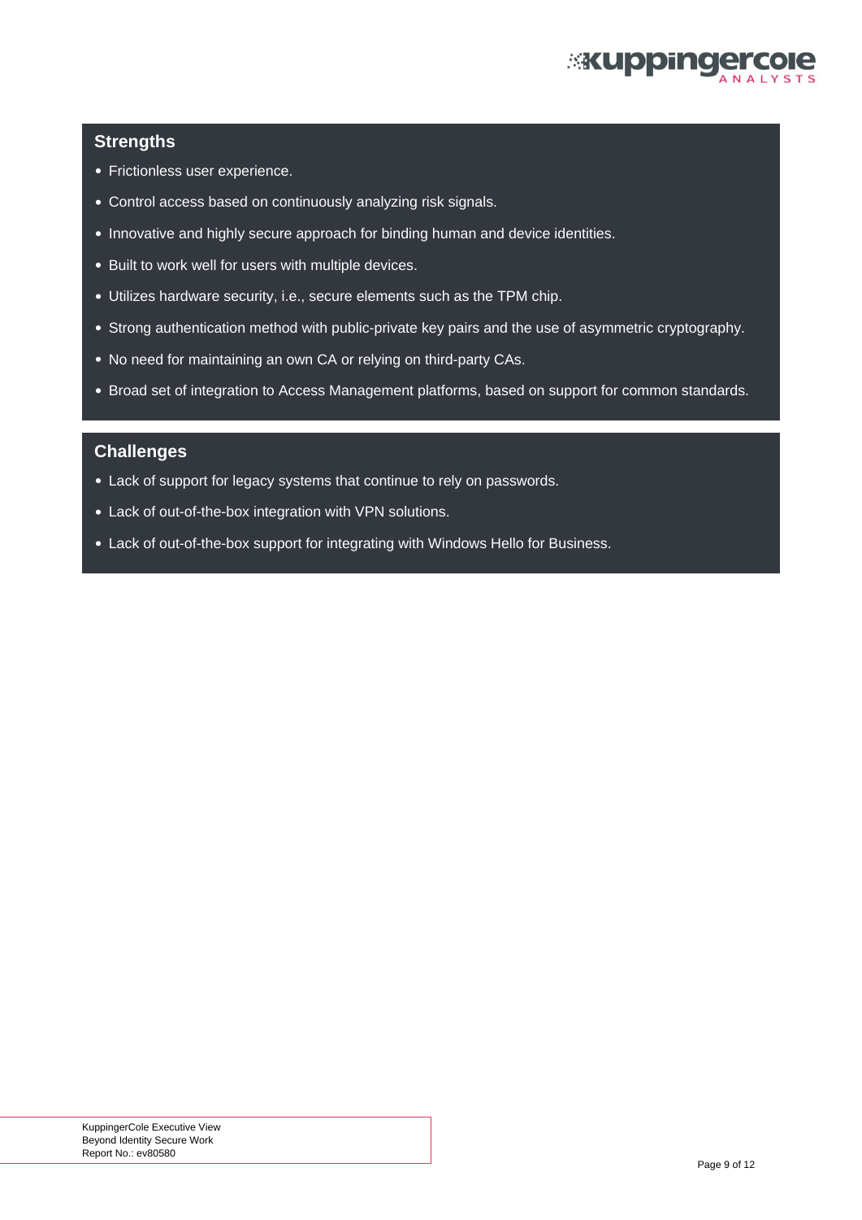## Strengths

- Frictionless user experience.
- Control access based on continuously analyzing risk signals.
- Innovative and highly secure approach for binding human and device identities.
- Built to work well for users with multiple devices.
- Utilizes hardware security, i.e., secure elements such as the TPM chip.
- Strong authentication method with public-private key pairs and the use of asymmetric cryptography.
- No need for maintaining an own CA or relying on third-party CAs.
- Broad set of integration to Access Management platforms, based on support for common standards.

## Challenges

- Lack of support for legacy systems that continue to rely on passwords.
- Lack of out-of-the-box integration with VPN solutions.
- Lack of out-of-the-box support for integrating with Windows Hello for Business.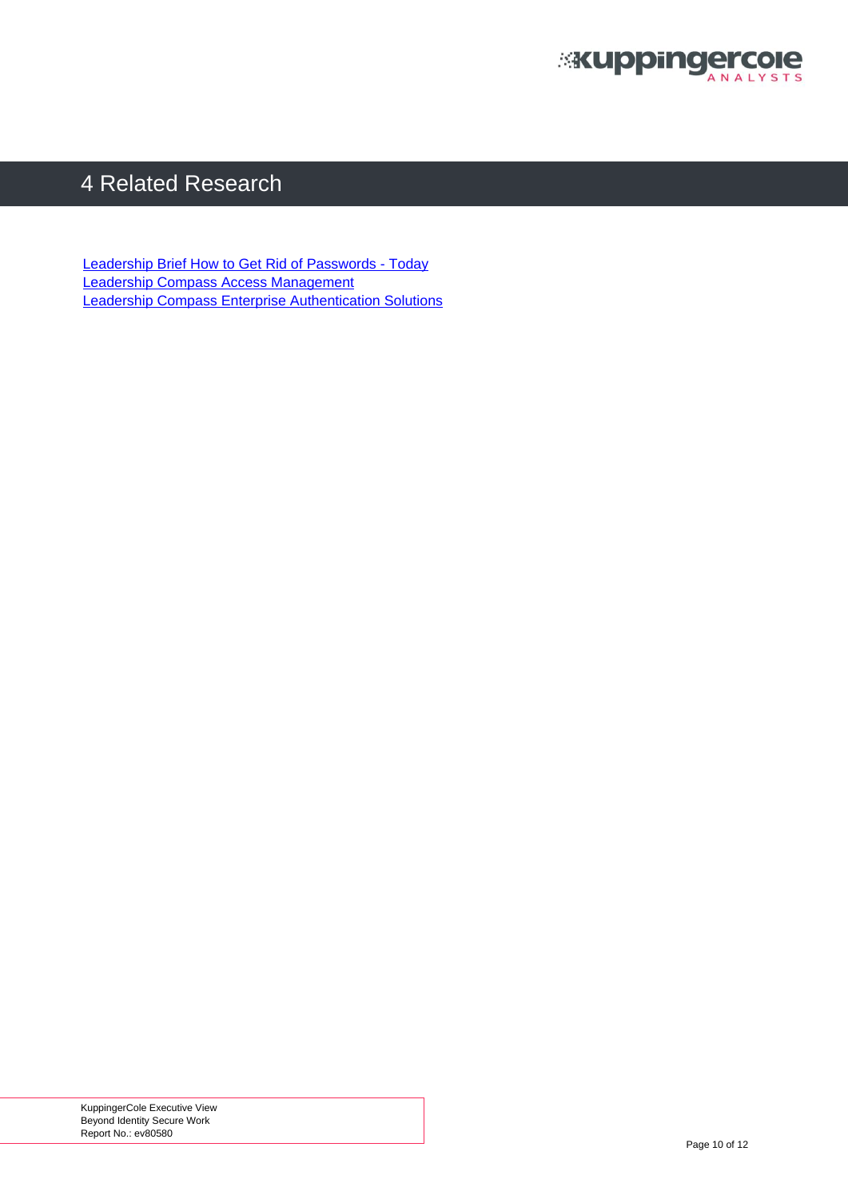# 4 Related Research

[Leadership Brief How to Get Rid of Passwords - Today]()
[Leadership Compass Access Management]()
[Leadership Compass Enterprise Authentication Solutions]()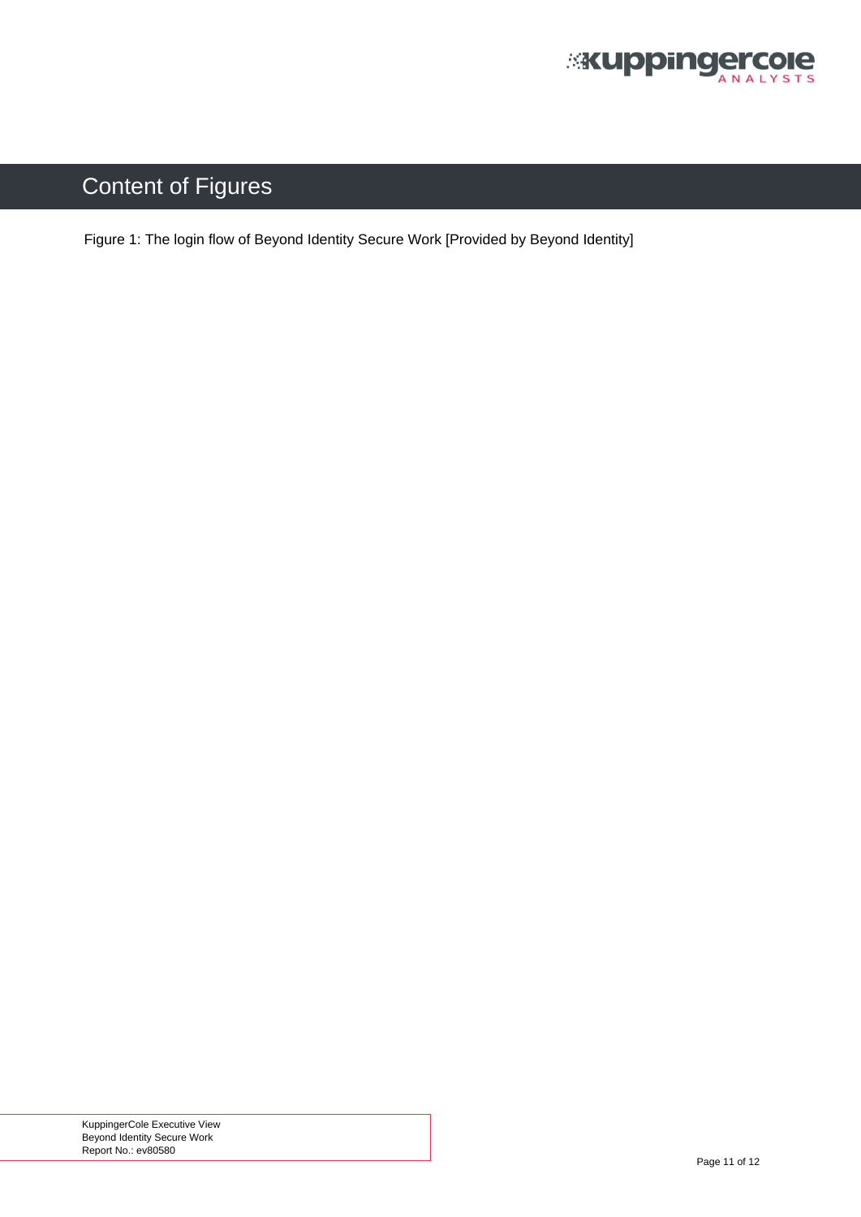# Content of Figures

Figure 1: The login flow of Beyond Identity Secure Work [Provided by Beyond Identity]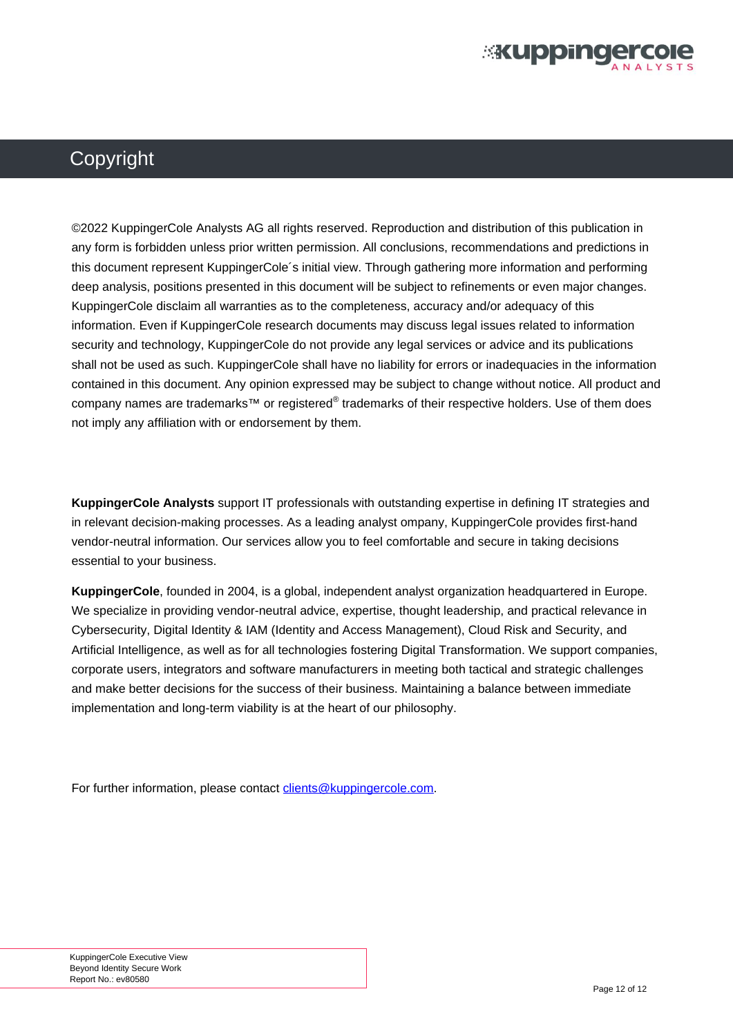# Copyright

©2022 KuppingerCole Analysts AG all rights reserved. Reproduction and distribution of this publication in any form is forbidden unless prior written permission. All conclusions, recommendations and predictions in this document represent KuppingerCole´s initial view. Through gathering more information and performing deep analysis, positions presented in this document will be subject to refinements or even major changes. KuppingerCole disclaim all warranties as to the completeness, accuracy and/or adequacy of this information. Even if KuppingerCole research documents may discuss legal issues related to information security and technology, KuppingerCole do not provide any legal services or advice and its publications shall not be used as such. KuppingerCole shall have no liability for errors or inadequacies in the information contained in this document. Any opinion expressed may be subject to change without notice. All product and company names are trademarks™ or registered® trademarks of their respective holders. Use of them does not imply any affiliation with or endorsement by them.

**KuppingerCole Analysts** support IT professionals with outstanding expertise in defining IT strategies and in relevant decision-making processes. As a leading analyst ompany, KuppingerCole provides first-hand vendor-neutral information. Our services allow you to feel comfortable and secure in taking decisions essential to your business.

**KuppingerCole**, founded in 2004, is a global, independent analyst organization headquartered in Europe. We specialize in providing vendor-neutral advice, expertise, thought leadership, and practical relevance in Cybersecurity, Digital Identity & IAM (Identity and Access Management), Cloud Risk and Security, and Artificial Intelligence, as well as for all technologies fostering Digital Transformation. We support companies, corporate users, integrators and software manufacturers in meeting both tactical and strategic challenges and make better decisions for the success of their business. Maintaining a balance between immediate implementation and long-term viability is at the heart of our philosophy.

For further information, please contact clients@kuppingercole.com.